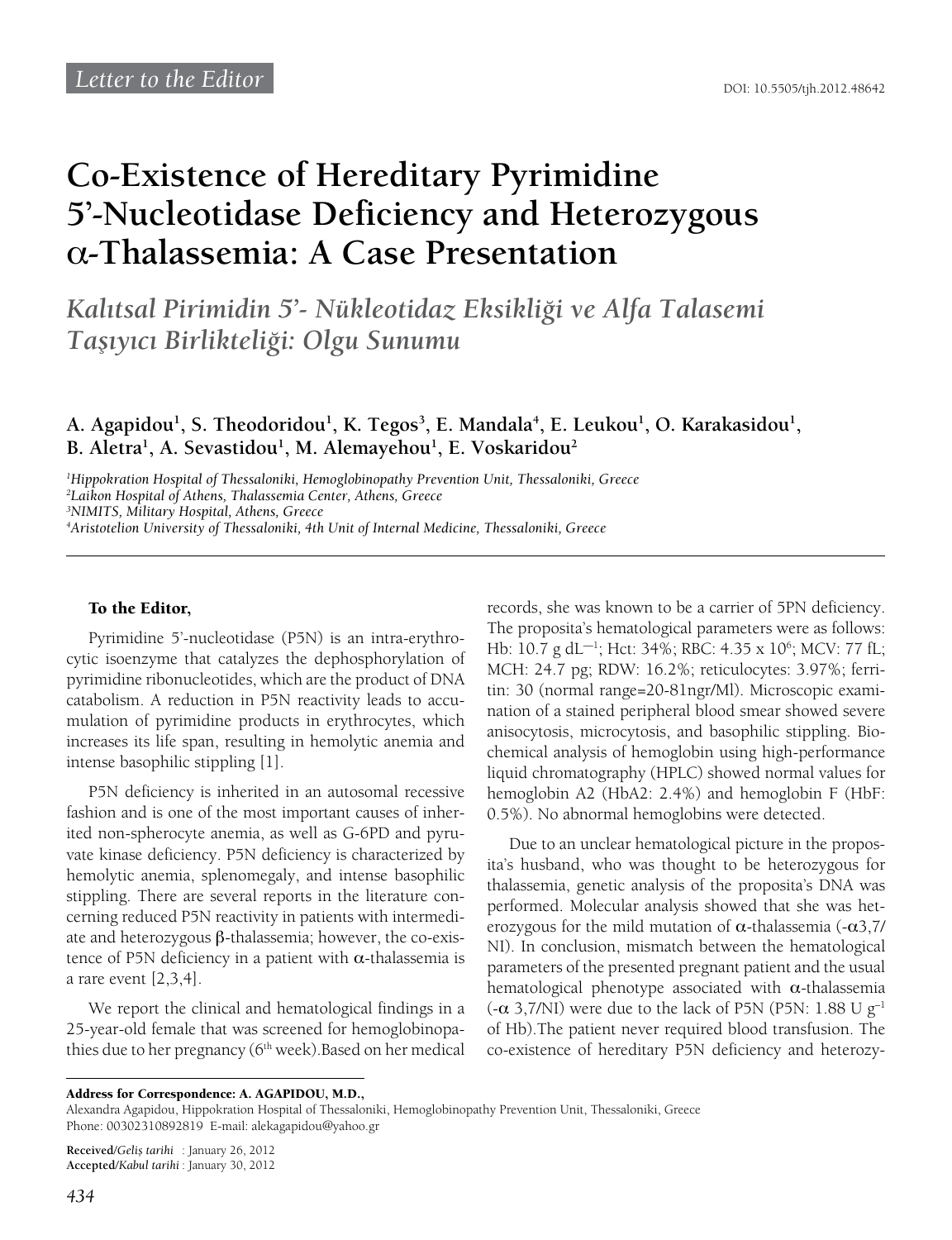Letter to the Editor

DOI: 10.5505/tjh.2012.48642

# Co-Existence of Hereditary Pyrimidine 5'-Nucleotidase Deficiency and Heterozygous α-Thalassemia: A Case Presentation

## *Kalıtsal Pirimidin 5'- Nükleotidaz Eksikliği ve Alfa Talasemi Taşıyıcı Birlikteliği: Olgu Sunumu*

**A. Agapidou[1], S. Theodoridou[1], K. Tegos[3], E. Mandala[4], E. Leukou[1], O. Karakasidou[1], B. Aletra[1], A. Sevastidou[1], M. Alemayehou[1], E. Voskaridou[2]**

*[1]Hippokration Hospital of Thessaloniki, Hemoglobinopathy Prevention Unit, Thessaloniki, Greece*
*[2]Laikon Hospital of Athens, Thalassemia Center, Athens, Greece*
*[3]NIMITS, Military Hospital, Athens, Greece*
*[4]Aristotelion University of Thessaloniki, 4th Unit of Internal Medicine, Thessaloniki, Greece*

**To the Editor,**

Pyrimidine 5'-nucleotidase (P5N) is an intra-erythrocytic isoenzyme that catalyzes the dephosphorylation of pyrimidine ribonucleotides, which are the product of DNA catabolism. A reduction in P5N reactivity leads to accumulation of pyrimidine products in erythrocytes, which increases its life span, resulting in hemolytic anemia and intense basophilic stippling [1].

P5N deficiency is inherited in an autosomal recessive fashion and is one of the most important causes of inherited non-spherocyte anemia, as well as G-6PD and pyruvate kinase deficiency. P5N deficiency is characterized by hemolytic anemia, splenomegaly, and intense basophilic stippling. There are several reports in the literature concerning reduced P5N reactivity in patients with intermediate and heterozygous β-thalassemia; however, the co-existence of P5N deficiency in a patient with α-thalassemia is a rare event [2,3,4].

We report the clinical and hematological findings in a 25-year-old female that was screened for hemoglobinopathies due to her pregnancy (6th week).Based on her medical records, she was known to be a carrier of 5PN deficiency. The proposita's hematological parameters were as follows: Hb: 10.7 g $dL^{-1}$; Hct: 34%; RBC: 4.35 x $10^6$; MCV: 77 fL; MCH: 24.7 pg; RDW: 16.2%; reticulocytes: 3.97%; ferritin: 30 (normal range=20-81ngr/Ml). Microscopic examination of a stained peripheral blood smear showed severe anisocytosis, microcytosis, and basophilic stippling. Biochemical analysis of hemoglobin using high-performance liquid chromatography (HPLC) showed normal values for hemoglobin A2 (HbA2: 2.4%) and hemoglobin F (HbF: 0.5%). No abnormal hemoglobins were detected.

Due to an unclear hematological picture in the proposita's husband, who was thought to be heterozygous for thalassemia, genetic analysis of the proposita's DNA was performed. Molecular analysis showed that she was heterozygous for the mild mutation of α-thalassemia (-α3,7/NI). In conclusion, mismatch between the hematological parameters of the presented pregnant patient and the usual hematological phenotype associated with α-thalassemia (-α 3,7/NI) were due to the lack of P5N (P5N: 1.88 U $g^{-1}$ of Hb).The patient never required blood transfusion. The co-existence of hereditary P5N deficiency and heterozy-

**Address for Correspondence: A. AGAPIDOU, M.D.,**
Alexandra Agapidou, Hippokration Hospital of Thessaloniki, Hemoglobinopathy Prevention Unit, Thessaloniki, Greece
Phone: 00302310892819 E-mail: alekagapidou@yahoo.gr

**Received**/*Geliş tarihi* : January 26, 2012
**Accepted**/*Kabul tarihi* : January 30, 2012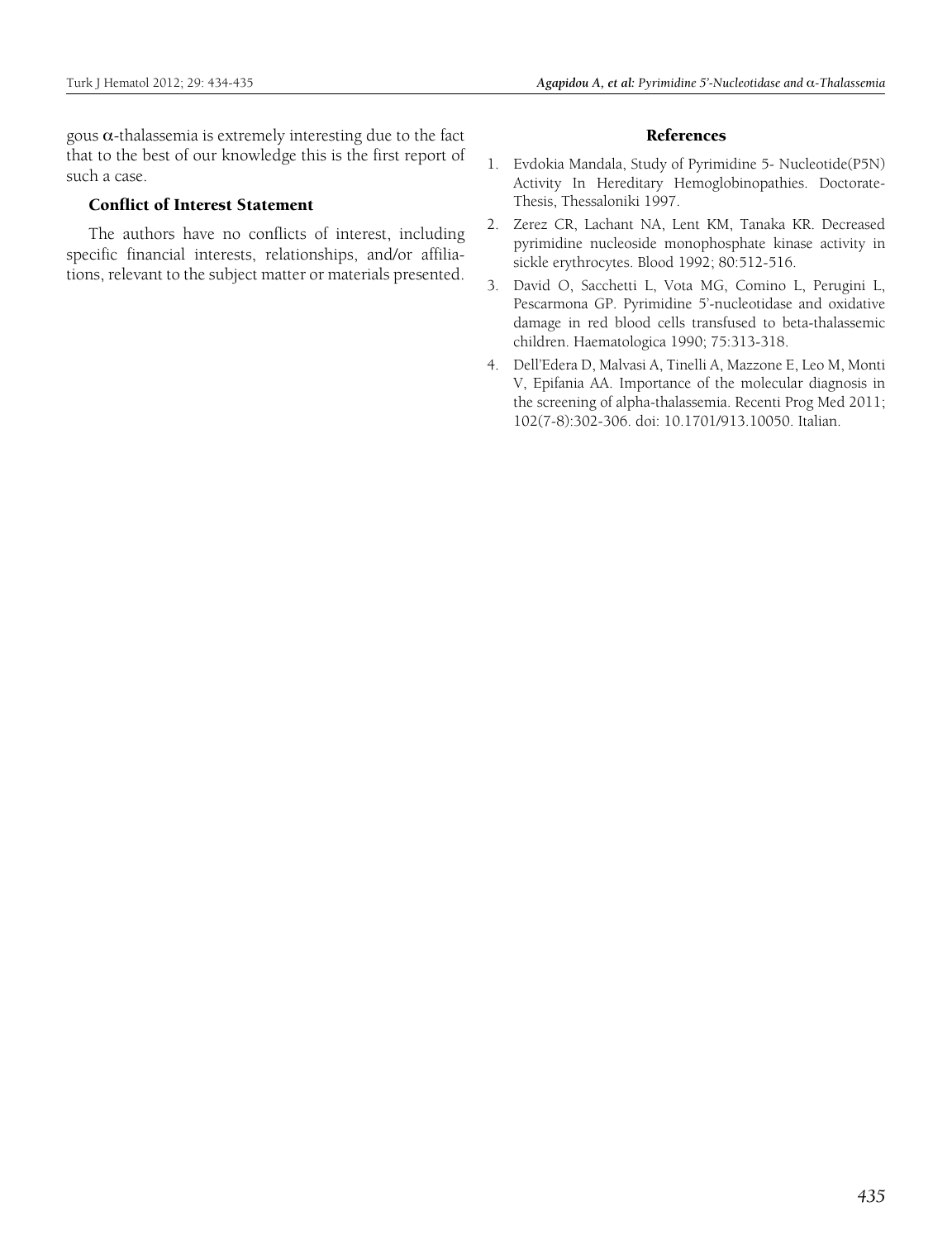gous $\alpha$-thalassemia is extremely interesting due to the fact that to the best of our knowledge this is the first report of such a case.

## Conflict of Interest Statement

The authors have no conflicts of interest, including specific financial interests, relationships, and/or affiliations, relevant to the subject matter or materials presented.

## References

1. Evdokia Mandala, Study of Pyrimidine 5- Nucleotide(P5N) Activity In Hereditary Hemoglobinopathies. Doctorate-Thesis, Thessaloniki 1997.
2. Zerez CR, Lachant NA, Lent KM, Tanaka KR. Decreased pyrimidine nucleoside monophosphate kinase activity in sickle erythrocytes. Blood 1992; 80:512-516.
3. David O, Sacchetti L, Vota MG, Comino L, Perugini L, Pescarmona GP. Pyrimidine 5'-nucleotidase and oxidative damage in red blood cells transfused to beta-thalassemic children. Haematologica 1990; 75:313-318.
4. Dell'Edera D, Malvasi A, Tinelli A, Mazzone E, Leo M, Monti V, Epifania AA. Importance of the molecular diagnosis in the screening of alpha-thalassemia. Recenti Prog Med 2011; 102(7-8):302-306. doi: 10.1701/913.10050. Italian.